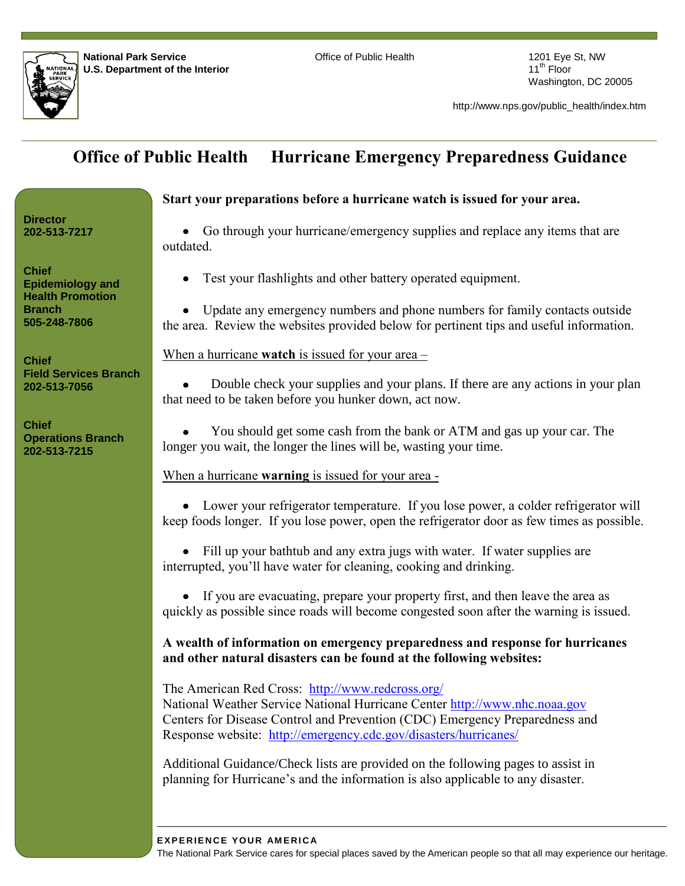**National Park Service**
**U.S. Department of the Interior**

Office of Public Health

1201 Eye St, NW
11th Floor
Washington, DC 20005

http://www.nps.gov/public_health/index.htm

# Office of Public Health Hurricane Emergency Preparedness Guidance

**Director**
**202-513-7217**

**Chief**
**Epidemiology and Health Promotion Branch**
**505-248-7806**

**Chief**
**Field Services Branch**
**202-513-7056**

**Chief**
**Operations Branch**
**202-513-7215**

**Start your preparations before a hurricane watch is issued for your area.**

- Go through your hurricane/emergency supplies and replace any items that are outdated.
- Test your flashlights and other battery operated equipment.
- Update any emergency numbers and phone numbers for family contacts outside the area. Review the websites provided below for pertinent tips and useful information.

When a hurricane **watch** is issued for your area –

- Double check your supplies and your plans. If there are any actions in your plan that need to be taken before you hunker down, act now.
- You should get some cash from the bank or ATM and gas up your car. The longer you wait, the longer the lines will be, wasting your time.

When a hurricane **warning** is issued for your area -

- Lower your refrigerator temperature. If you lose power, a colder refrigerator will keep foods longer. If you lose power, open the refrigerator door as few times as possible.
- Fill up your bathtub and any extra jugs with water. If water supplies are interrupted, you'll have water for cleaning, cooking and drinking.
- If you are evacuating, prepare your property first, and then leave the area as quickly as possible since roads will become congested soon after the warning is issued.

**A wealth of information on emergency preparedness and response for hurricanes and other natural disasters can be found at the following websites:**

The American Red Cross: http://www.redcross.org/
National Weather Service National Hurricane Center http://www.nhc.noaa.gov
Centers for Disease Control and Prevention (CDC) Emergency Preparedness and Response website: http://emergency.cdc.gov/disasters/hurricanes/

Additional Guidance/Check lists are provided on the following pages to assist in planning for Hurricane's and the information is also applicable to any disaster.

**EXPERIENCE YOUR AMERICA**
The National Park Service cares for special places saved by the American people so that all may experience our heritage.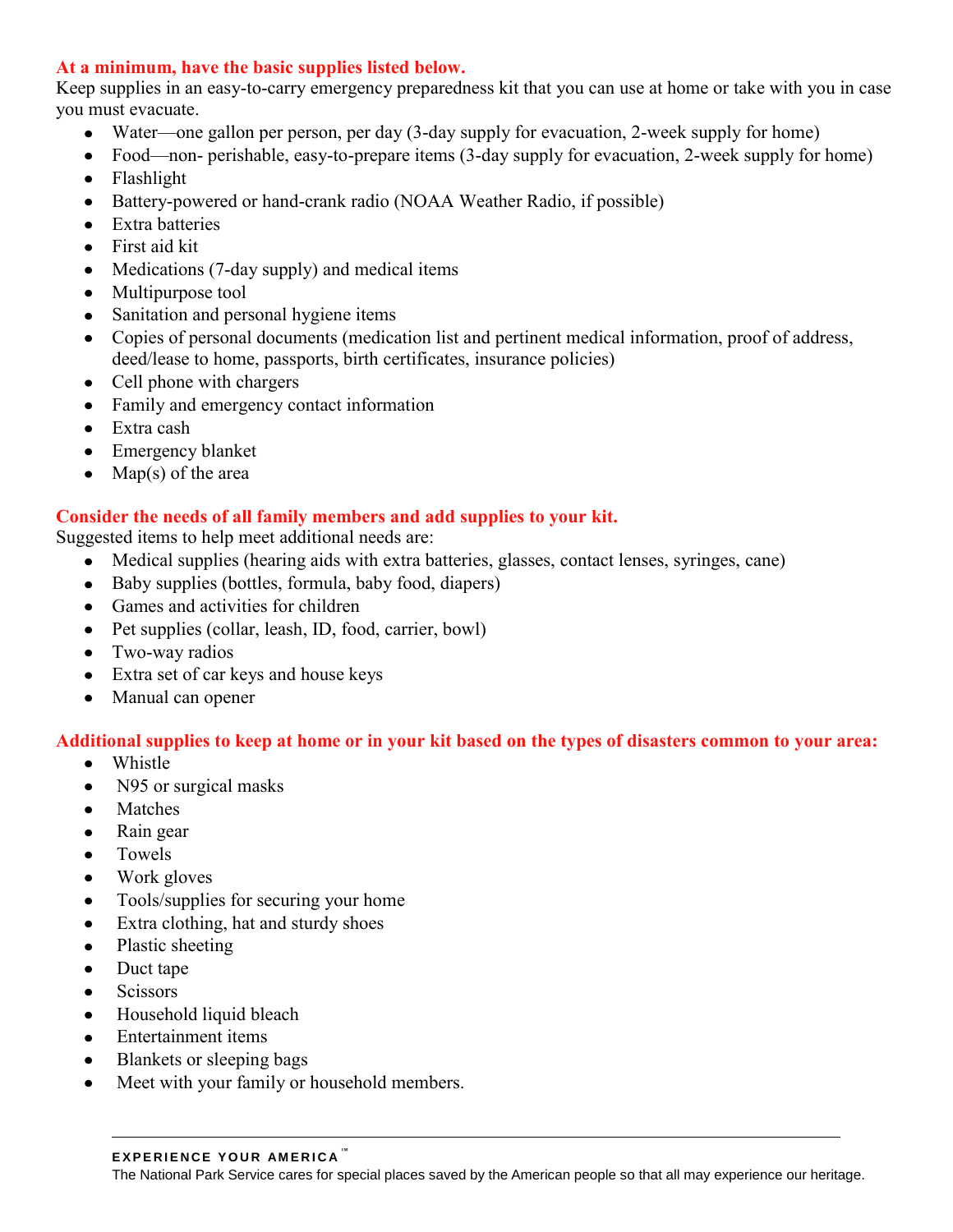**At a minimum, have the basic supplies listed below.**

Keep supplies in an easy-to-carry emergency preparedness kit that you can use at home or take with you in case you must evacuate.

- Water—one gallon per person, per day (3-day supply for evacuation, 2-week supply for home)
- Food—non- perishable, easy-to-prepare items (3-day supply for evacuation, 2-week supply for home)
- Flashlight
- Battery-powered or hand-crank radio (NOAA Weather Radio, if possible)
- Extra batteries
- First aid kit
- Medications (7-day supply) and medical items
- Multipurpose tool
- Sanitation and personal hygiene items
- Copies of personal documents (medication list and pertinent medical information, proof of address, deed/lease to home, passports, birth certificates, insurance policies)
- Cell phone with chargers
- Family and emergency contact information
- Extra cash
- Emergency blanket
- Map(s) of the area

**Consider the needs of all family members and add supplies to your kit.**

Suggested items to help meet additional needs are:

- Medical supplies (hearing aids with extra batteries, glasses, contact lenses, syringes, cane)
- Baby supplies (bottles, formula, baby food, diapers)
- Games and activities for children
- Pet supplies (collar, leash, ID, food, carrier, bowl)
- Two-way radios
- Extra set of car keys and house keys
- Manual can opener

**Additional supplies to keep at home or in your kit based on the types of disasters common to your area:**

- Whistle
- N95 or surgical masks
- Matches
- Rain gear
- Towels
- Work gloves
- Tools/supplies for securing your home
- Extra clothing, hat and sturdy shoes
- Plastic sheeting
- Duct tape
- Scissors
- Household liquid bleach
- Entertainment items
- Blankets or sleeping bags
- Meet with your family or household members.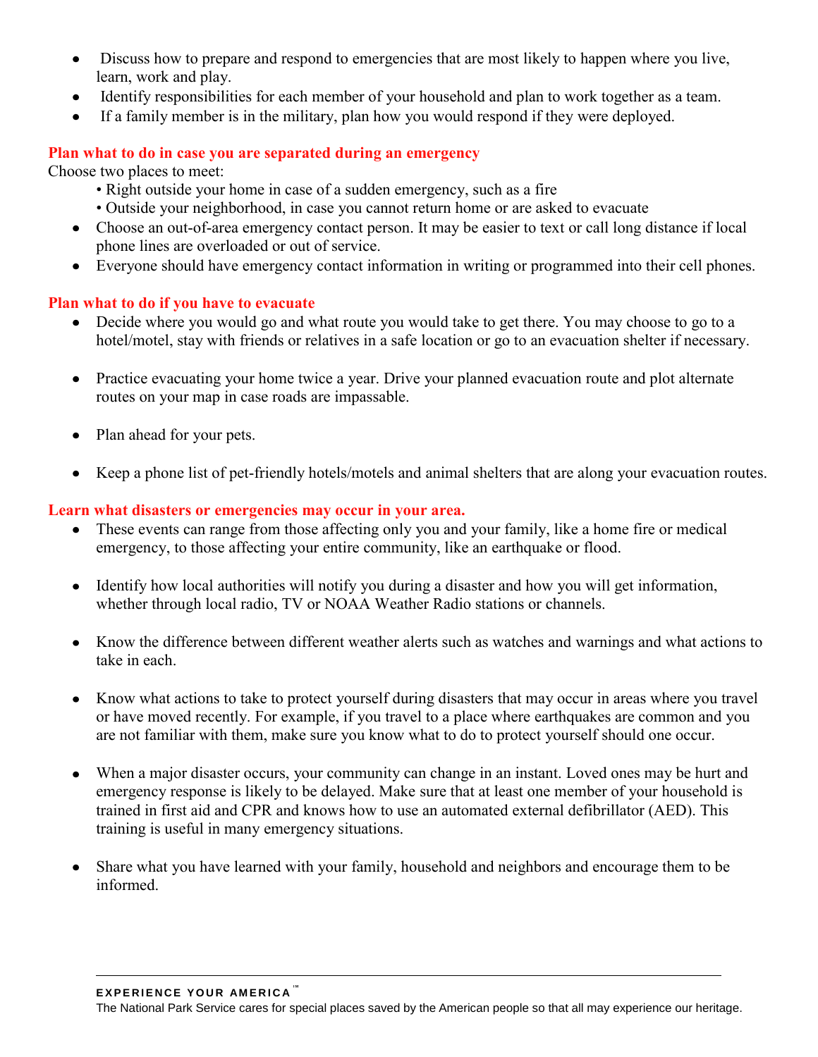- Discuss how to prepare and respond to emergencies that are most likely to happen where you live, learn, work and play.
- Identify responsibilities for each member of your household and plan to work together as a team.
- If a family member is in the military, plan how you would respond if they were deployed.

**Plan what to do in case you are separated during an emergency**

Choose two places to meet:

- Right outside your home in case of a sudden emergency, such as a fire
- Outside your neighborhood, in case you cannot return home or are asked to evacuate

- Choose an out-of-area emergency contact person. It may be easier to text or call long distance if local phone lines are overloaded or out of service.
- Everyone should have emergency contact information in writing or programmed into their cell phones.

**Plan what to do if you have to evacuate**

- Decide where you would go and what route you would take to get there. You may choose to go to a hotel/motel, stay with friends or relatives in a safe location or go to an evacuation shelter if necessary.
- Practice evacuating your home twice a year. Drive your planned evacuation route and plot alternate routes on your map in case roads are impassable.
- Plan ahead for your pets.
- Keep a phone list of pet-friendly hotels/motels and animal shelters that are along your evacuation routes.

**Learn what disasters or emergencies may occur in your area.**

- These events can range from those affecting only you and your family, like a home fire or medical emergency, to those affecting your entire community, like an earthquake or flood.
- Identify how local authorities will notify you during a disaster and how you will get information, whether through local radio, TV or NOAA Weather Radio stations or channels.
- Know the difference between different weather alerts such as watches and warnings and what actions to take in each.
- Know what actions to take to protect yourself during disasters that may occur in areas where you travel or have moved recently. For example, if you travel to a place where earthquakes are common and you are not familiar with them, make sure you know what to do to protect yourself should one occur.
- When a major disaster occurs, your community can change in an instant. Loved ones may be hurt and emergency response is likely to be delayed. Make sure that at least one member of your household is trained in first aid and CPR and knows how to use an automated external defibrillator (AED). This training is useful in many emergency situations.
- Share what you have learned with your family, household and neighbors and encourage them to be informed.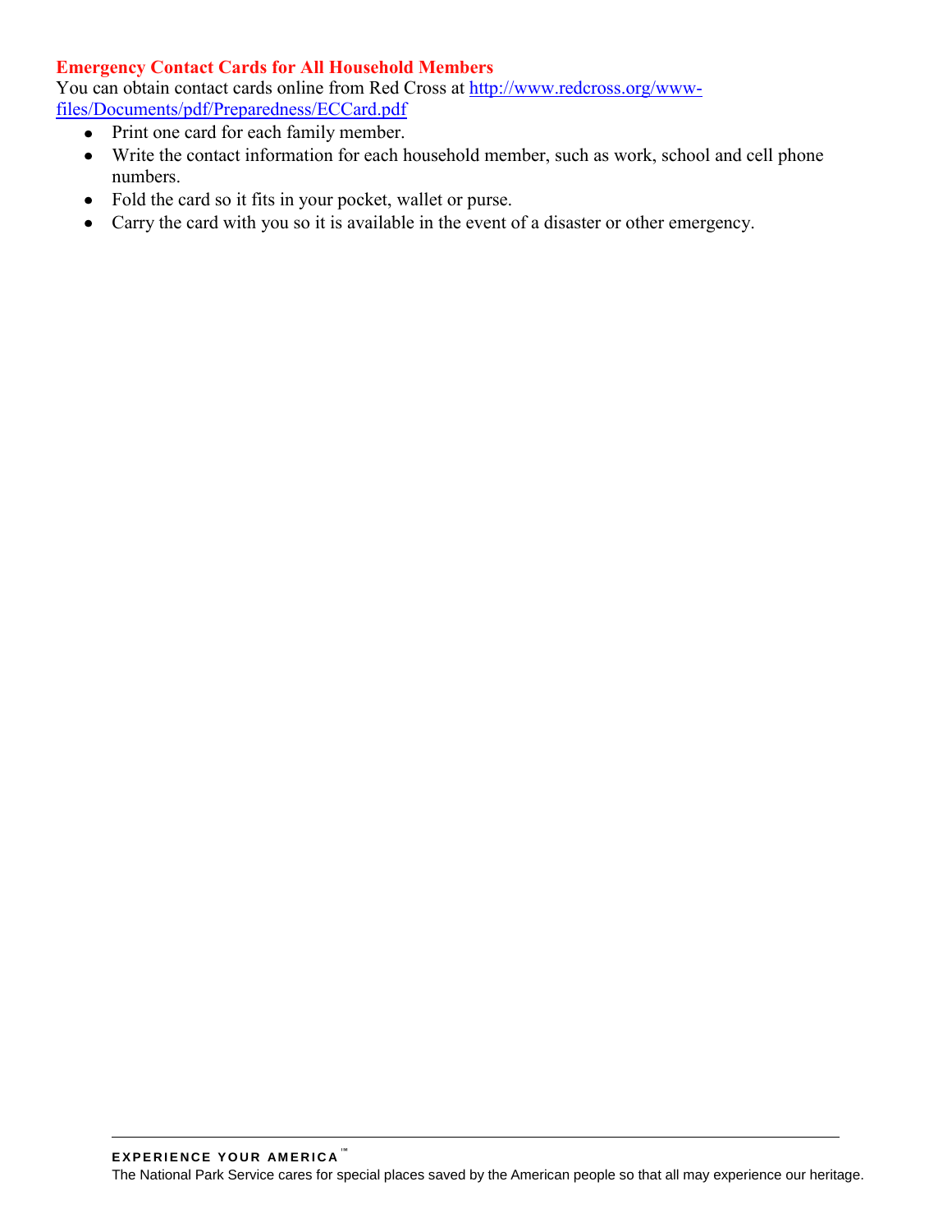### Emergency Contact Cards for All Household Members

You can obtain contact cards online from Red Cross at http://www.redcross.org/www-files/Documents/pdf/Preparedness/ECCard.pdf

- Print one card for each family member.
- Write the contact information for each household member, such as work, school and cell phone numbers.
- Fold the card so it fits in your pocket, wallet or purse.
- Carry the card with you so it is available in the event of a disaster or other emergency.